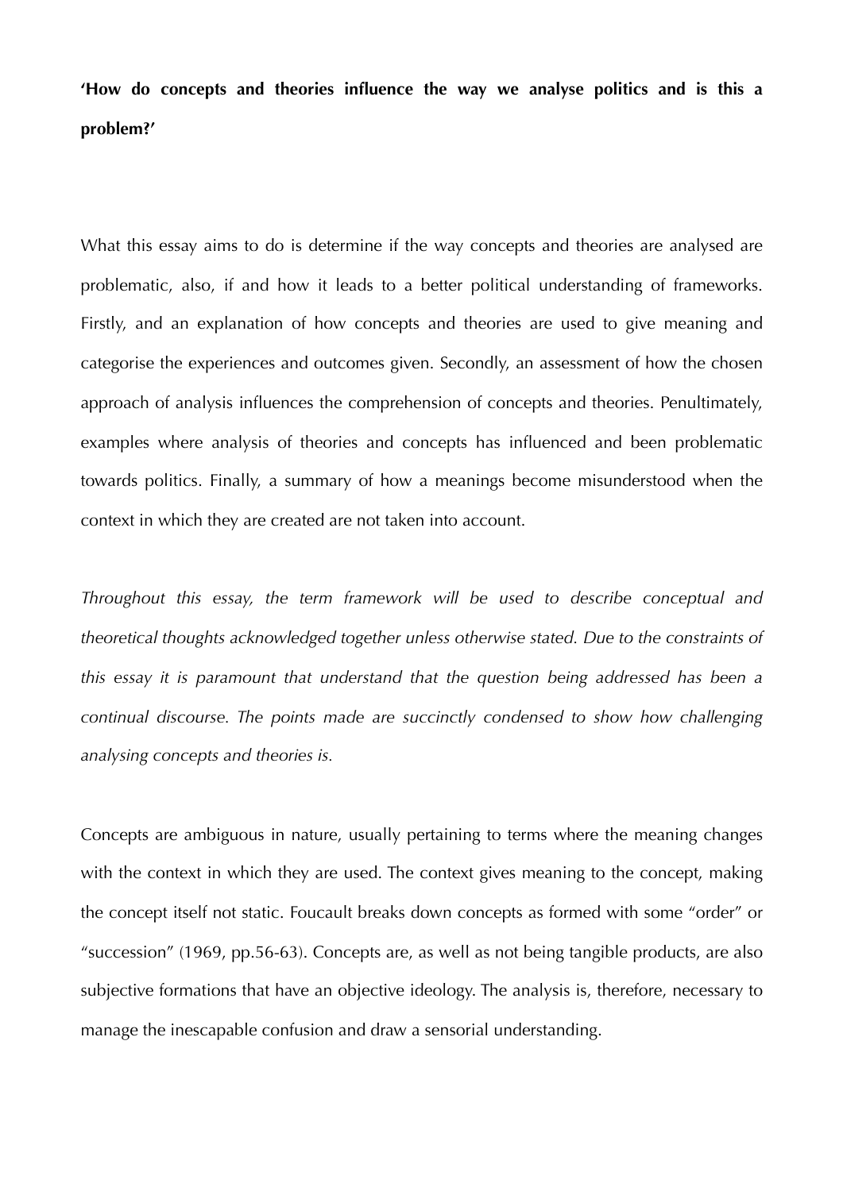**‘How do concepts and theories influence the way we analyse politics and is this a problem?’**

What this essay aims to do is determine if the way concepts and theories are analysed are problematic, also, if and how it leads to a better political understanding of frameworks. Firstly, and an explanation of how concepts and theories are used to give meaning and categorise the experiences and outcomes given. Secondly, an assessment of how the chosen approach of analysis influences the comprehension of concepts and theories. Penultimately, examples where analysis of theories and concepts has influenced and been problematic towards politics. Finally, a summary of how a meanings become misunderstood when the context in which they are created are not taken into account.

*Throughout this essay, the term framework will be used to describe conceptual and theoretical thoughts acknowledged together unless otherwise stated. Due to the constraints of this essay it is paramount that understand that the question being addressed has been a continual discourse. The points made are succinctly condensed to show how challenging analysing concepts and theories is.*

Concepts are ambiguous in nature, usually pertaining to terms where the meaning changes with the context in which they are used. The context gives meaning to the concept, making the concept itself not static. Foucault breaks down concepts as formed with some “order” or “succession” (1969, pp.56-63). Concepts are, as well as not being tangible products, are also subjective formations that have an objective ideology. The analysis is, therefore, necessary to manage the inescapable confusion and draw a sensorial understanding.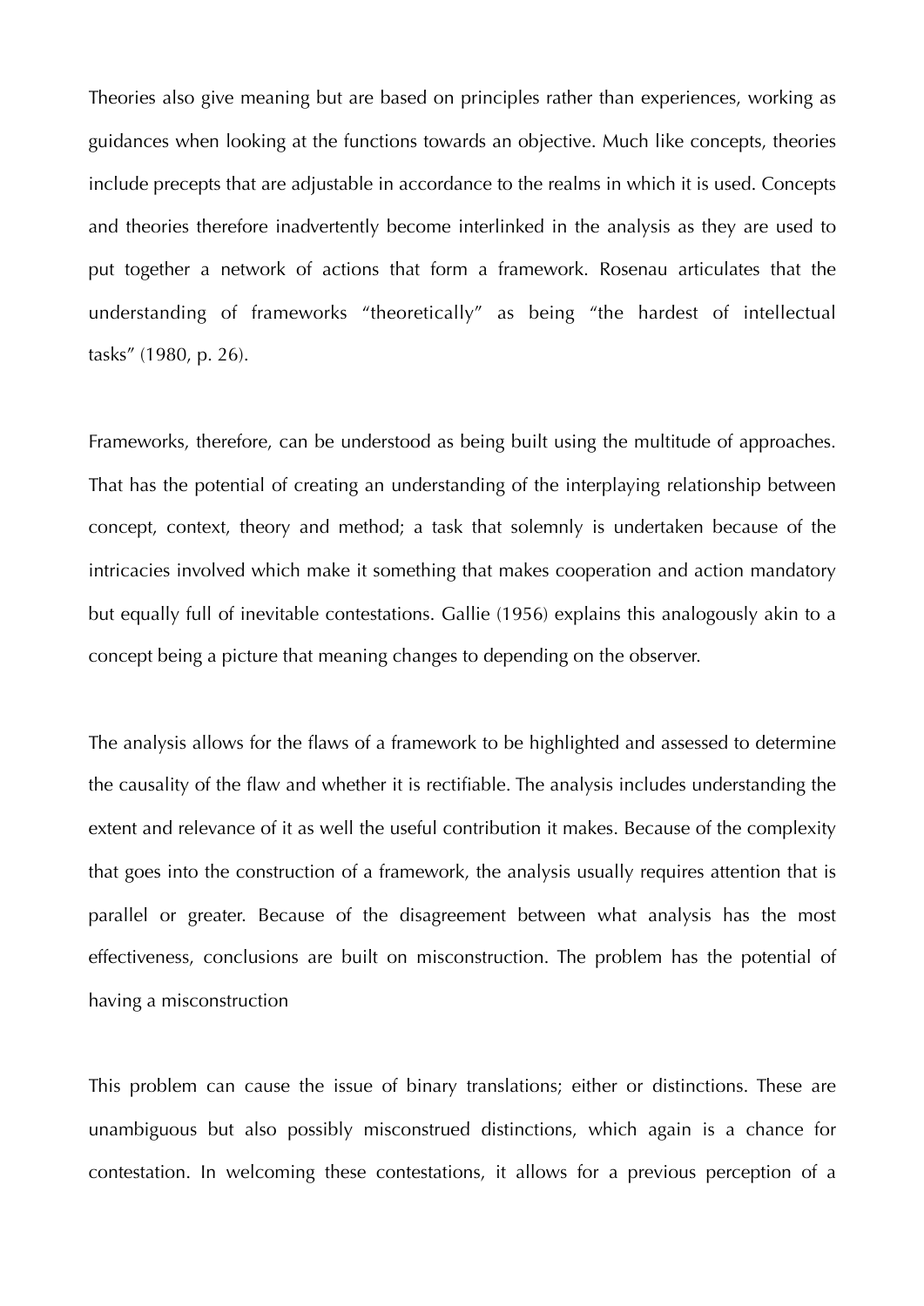Theories also give meaning but are based on principles rather than experiences, working as guidances when looking at the functions towards an objective. Much like concepts, theories include precepts that are adjustable in accordance to the realms in which it is used. Concepts and theories therefore inadvertently become interlinked in the analysis as they are used to put together a network of actions that form a framework. Rosenau articulates that the understanding of frameworks "theoretically" as being "the hardest of intellectual tasks" (1980, p. 26).

Frameworks, therefore, can be understood as being built using the multitude of approaches. That has the potential of creating an understanding of the interplaying relationship between concept, context, theory and method; a task that solemnly is undertaken because of the intricacies involved which make it something that makes cooperation and action mandatory but equally full of inevitable contestations. Gallie (1956) explains this analogously akin to a concept being a picture that meaning changes to depending on the observer.

The analysis allows for the flaws of a framework to be highlighted and assessed to determine the causality of the flaw and whether it is rectifiable. The analysis includes understanding the extent and relevance of it as well the useful contribution it makes. Because of the complexity that goes into the construction of a framework, the analysis usually requires attention that is parallel or greater. Because of the disagreement between what analysis has the most effectiveness, conclusions are built on misconstruction. The problem has the potential of having a misconstruction

This problem can cause the issue of binary translations; either or distinctions. These are unambiguous but also possibly misconstrued distinctions, which again is a chance for contestation. In welcoming these contestations, it allows for a previous perception of a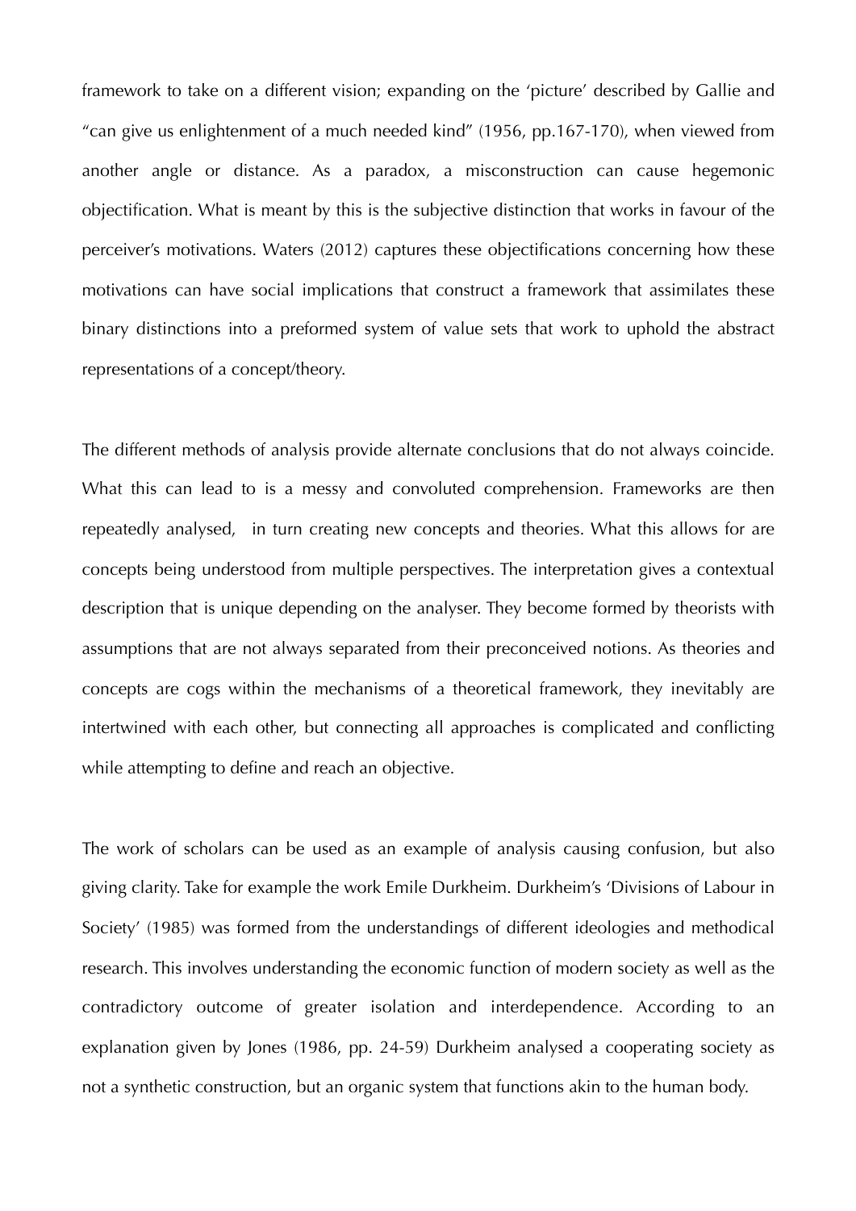framework to take on a different vision; expanding on the 'picture' described by Gallie and "can give us enlightenment of a much needed kind" (1956, pp.167-170), when viewed from another angle or distance. As a paradox, a misconstruction can cause hegemonic objectification. What is meant by this is the subjective distinction that works in favour of the perceiver's motivations. Waters (2012) captures these objectifications concerning how these motivations can have social implications that construct a framework that assimilates these binary distinctions into a preformed system of value sets that work to uphold the abstract representations of a concept/theory.

The different methods of analysis provide alternate conclusions that do not always coincide. What this can lead to is a messy and convoluted comprehension. Frameworks are then repeatedly analysed, in turn creating new concepts and theories. What this allows for are concepts being understood from multiple perspectives. The interpretation gives a contextual description that is unique depending on the analyser. They become formed by theorists with assumptions that are not always separated from their preconceived notions. As theories and concepts are cogs within the mechanisms of a theoretical framework, they inevitably are intertwined with each other, but connecting all approaches is complicated and conflicting while attempting to define and reach an objective.

The work of scholars can be used as an example of analysis causing confusion, but also giving clarity. Take for example the work Emile Durkheim. Durkheim's 'Divisions of Labour in Society' (1985) was formed from the understandings of different ideologies and methodical research. This involves understanding the economic function of modern society as well as the contradictory outcome of greater isolation and interdependence. According to an explanation given by Jones (1986, pp. 24-59) Durkheim analysed a cooperating society as not a synthetic construction, but an organic system that functions akin to the human body.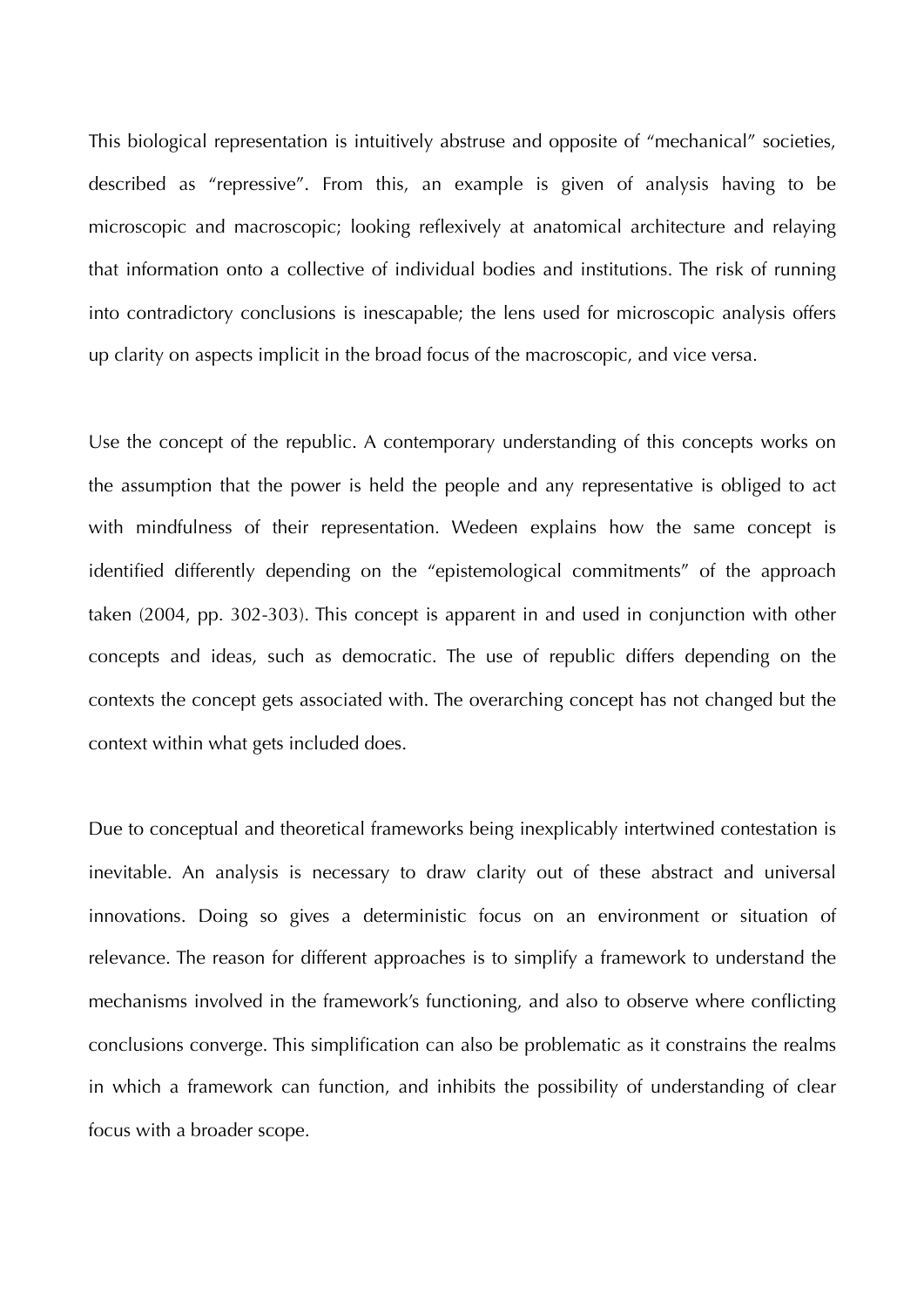This biological representation is intuitively abstruse and opposite of “mechanical” societies, described as “repressive”. From this, an example is given of analysis having to be microscopic and macroscopic; looking reflexively at anatomical architecture and relaying that information onto a collective of individual bodies and institutions. The risk of running into contradictory conclusions is inescapable; the lens used for microscopic analysis offers up clarity on aspects implicit in the broad focus of the macroscopic, and vice versa.

Use the concept of the republic. A contemporary understanding of this concepts works on the assumption that the power is held the people and any representative is obliged to act with mindfulness of their representation. Wedeen explains how the same concept is identified differently depending on the “epistemological commitments” of the approach taken (2004, pp. 302-303). This concept is apparent in and used in conjunction with other concepts and ideas, such as democratic. The use of republic differs depending on the contexts the concept gets associated with. The overarching concept has not changed but the context within what gets included does.

Due to conceptual and theoretical frameworks being inexplicably intertwined contestation is inevitable. An analysis is necessary to draw clarity out of these abstract and universal innovations. Doing so gives a deterministic focus on an environment or situation of relevance. The reason for different approaches is to simplify a framework to understand the mechanisms involved in the framework’s functioning, and also to observe where conflicting conclusions converge. This simplification can also be problematic as it constrains the realms in which a framework can function, and inhibits the possibility of understanding of clear focus with a broader scope.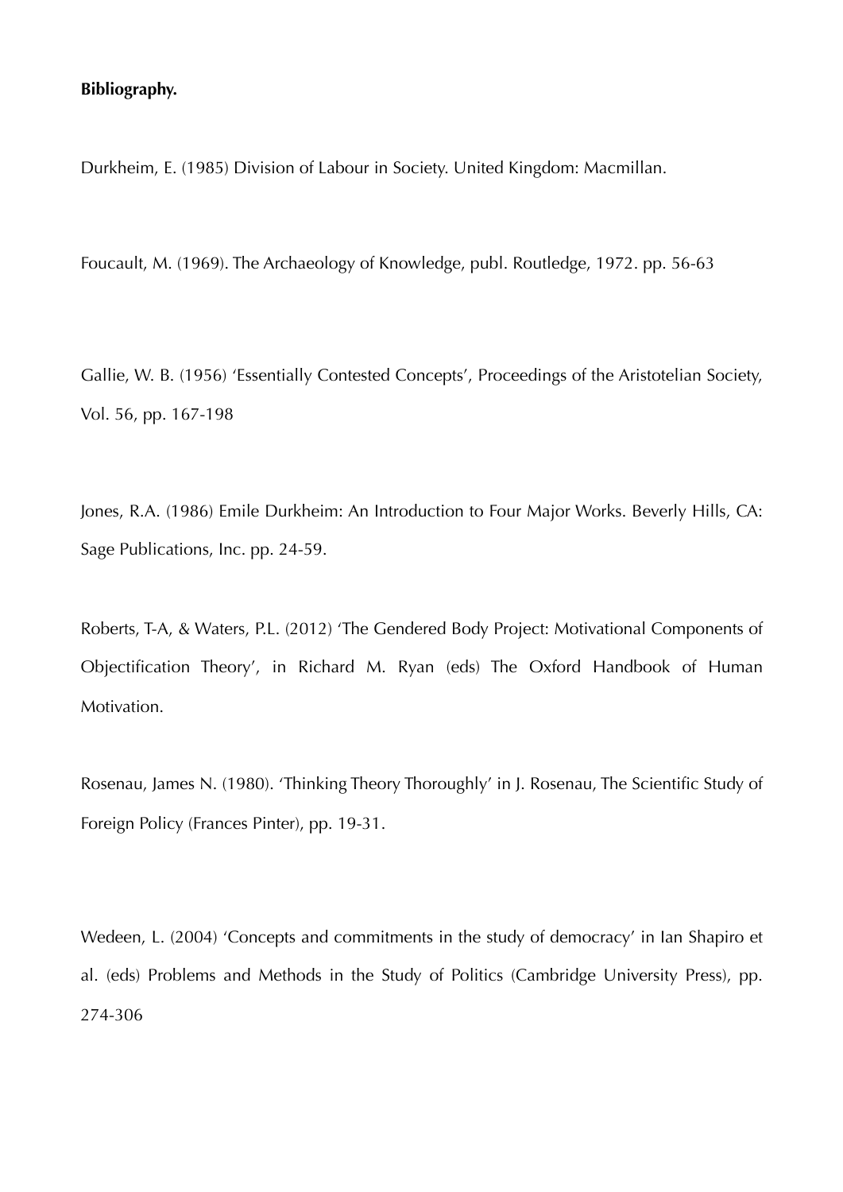**Bibliography.**

Durkheim, E. (1985) Division of Labour in Society. United Kingdom: Macmillan.

Foucault, M. (1969). The Archaeology of Knowledge, publ. Routledge, 1972. pp. 56-63

Gallie, W. B. (1956) 'Essentially Contested Concepts', Proceedings of the Aristotelian Society, Vol. 56, pp. 167-198

Jones, R.A. (1986) Emile Durkheim: An Introduction to Four Major Works. Beverly Hills, CA: Sage Publications, Inc. pp. 24-59.

Roberts, T-A, & Waters, P.L. (2012) 'The Gendered Body Project: Motivational Components of Objectification Theory', in Richard M. Ryan (eds) The Oxford Handbook of Human Motivation.

Rosenau, James N. (1980). 'Thinking Theory Thoroughly' in J. Rosenau, The Scientific Study of Foreign Policy (Frances Pinter), pp. 19-31.

Wedeen, L. (2004) 'Concepts and commitments in the study of democracy' in Ian Shapiro et al. (eds) Problems and Methods in the Study of Politics (Cambridge University Press), pp. 274-306